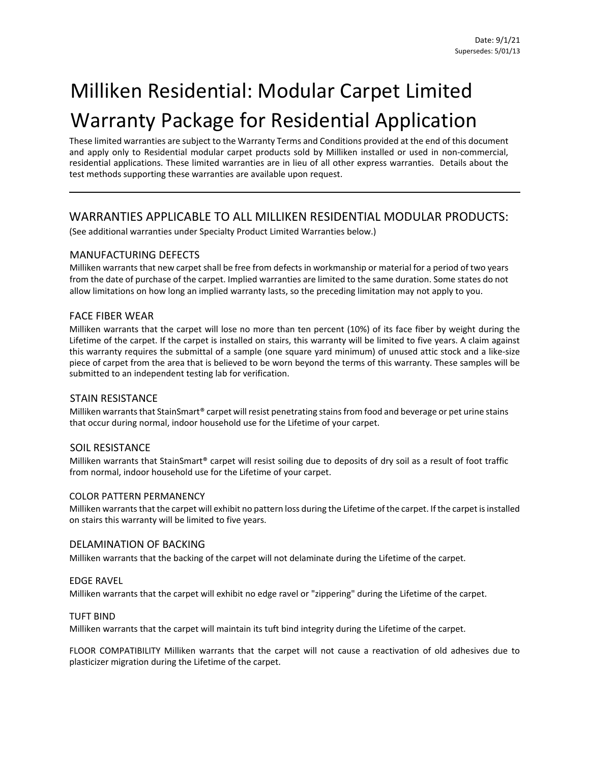Date: 9/1/21
Supersedes: 5/01/13

# Milliken Residential: Modular Carpet Limited Warranty Package for Residential Application

These limited warranties are subject to the Warranty Terms and Conditions provided at the end of this document and apply only to Residential modular carpet products sold by Milliken installed or used in non-commercial, residential applications. These limited warranties are in lieu of all other express warranties. Details about the test methods supporting these warranties are available upon request.

---

## WARRANTIES APPLICABLE TO ALL MILLIKEN RESIDENTIAL MODULAR PRODUCTS:

(See additional warranties under Specialty Product Limited Warranties below.)

### MANUFACTURING DEFECTS

Milliken warrants that new carpet shall be free from defects in workmanship or material for a period of two years from the date of purchase of the carpet. Implied warranties are limited to the same duration. Some states do not allow limitations on how long an implied warranty lasts, so the preceding limitation may not apply to you.

### FACE FIBER WEAR

Milliken warrants that the carpet will lose no more than ten percent (10%) of its face fiber by weight during the Lifetime of the carpet. If the carpet is installed on stairs, this warranty will be limited to five years. A claim against this warranty requires the submittal of a sample (one square yard minimum) of unused attic stock and a like-size piece of carpet from the area that is believed to be worn beyond the terms of this warranty. These samples will be submitted to an independent testing lab for verification.

### STAIN RESISTANCE

Milliken warrants that StainSmart® carpet will resist penetrating stains from food and beverage or pet urine stains that occur during normal, indoor household use for the Lifetime of your carpet.

### SOIL RESISTANCE

Milliken warrants that StainSmart® carpet will resist soiling due to deposits of dry soil as a result of foot traffic from normal, indoor household use for the Lifetime of your carpet.

### COLOR PATTERN PERMANENCY

Milliken warrants that the carpet will exhibit no pattern loss during the Lifetime of the carpet. If the carpet is installed on stairs this warranty will be limited to five years.

### DELAMINATION OF BACKING

Milliken warrants that the backing of the carpet will not delaminate during the Lifetime of the carpet.

### EDGE RAVEL

Milliken warrants that the carpet will exhibit no edge ravel or "zippering" during the Lifetime of the carpet.

### TUFT BIND

Milliken warrants that the carpet will maintain its tuft bind integrity during the Lifetime of the carpet.

FLOOR COMPATIBILITY Milliken warrants that the carpet will not cause a reactivation of old adhesives due to plasticizer migration during the Lifetime of the carpet.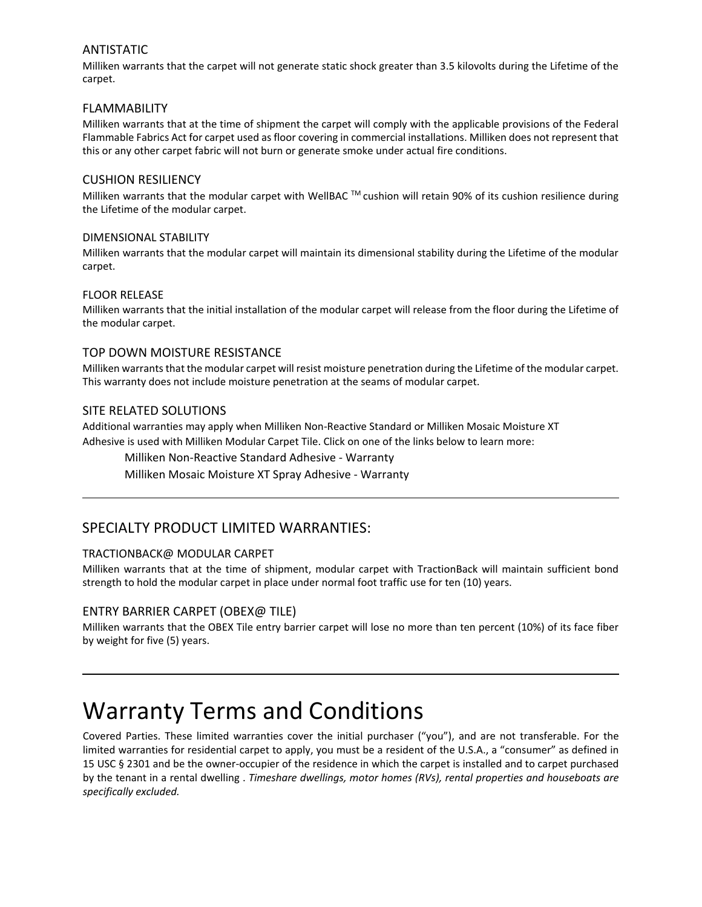### ANTISTATIC

Milliken warrants that the carpet will not generate static shock greater than 3.5 kilovolts during the Lifetime of the carpet.

### FLAMMABILITY

Milliken warrants that at the time of shipment the carpet will comply with the applicable provisions of the Federal Flammable Fabrics Act for carpet used as floor covering in commercial installations. Milliken does not represent that this or any other carpet fabric will not burn or generate smoke under actual fire conditions.

### CUSHION RESILIENCY

Milliken warrants that the modular carpet with WellBAC ™ cushion will retain 90% of its cushion resilience during the Lifetime of the modular carpet.

### DIMENSIONAL STABILITY

Milliken warrants that the modular carpet will maintain its dimensional stability during the Lifetime of the modular carpet.

### FLOOR RELEASE

Milliken warrants that the initial installation of the modular carpet will release from the floor during the Lifetime of the modular carpet.

### TOP DOWN MOISTURE RESISTANCE

Milliken warrants that the modular carpet will resist moisture penetration during the Lifetime of the modular carpet. This warranty does not include moisture penetration at the seams of modular carpet.

### SITE RELATED SOLUTIONS

Additional warranties may apply when Milliken Non-Reactive Standard or Milliken Mosaic Moisture XT Adhesive is used with Milliken Modular Carpet Tile. Click on one of the links below to learn more:

- Milliken Non-Reactive Standard Adhesive - Warranty
- Milliken Mosaic Moisture XT Spray Adhesive - Warranty

---

## SPECIALTY PRODUCT LIMITED WARRANTIES:

### TRACTIONBACK@ MODULAR CARPET

Milliken warrants that at the time of shipment, modular carpet with TractionBack will maintain sufficient bond strength to hold the modular carpet in place under normal foot traffic use for ten (10) years.

### ENTRY BARRIER CARPET (OBEX@ TILE)

Milliken warrants that the OBEX Tile entry barrier carpet will lose no more than ten percent (10%) of its face fiber by weight for five (5) years.

---

# Warranty Terms and Conditions

Covered Parties. These limited warranties cover the initial purchaser ("you"), and are not transferable. For the limited warranties for residential carpet to apply, you must be a resident of the U.S.A., a "consumer" as defined in 15 USC § 2301 and be the owner-occupier of the residence in which the carpet is installed and to carpet purchased by the tenant in a rental dwelling . *Timeshare dwellings, motor homes (RVs), rental properties and houseboats are specifically excluded.*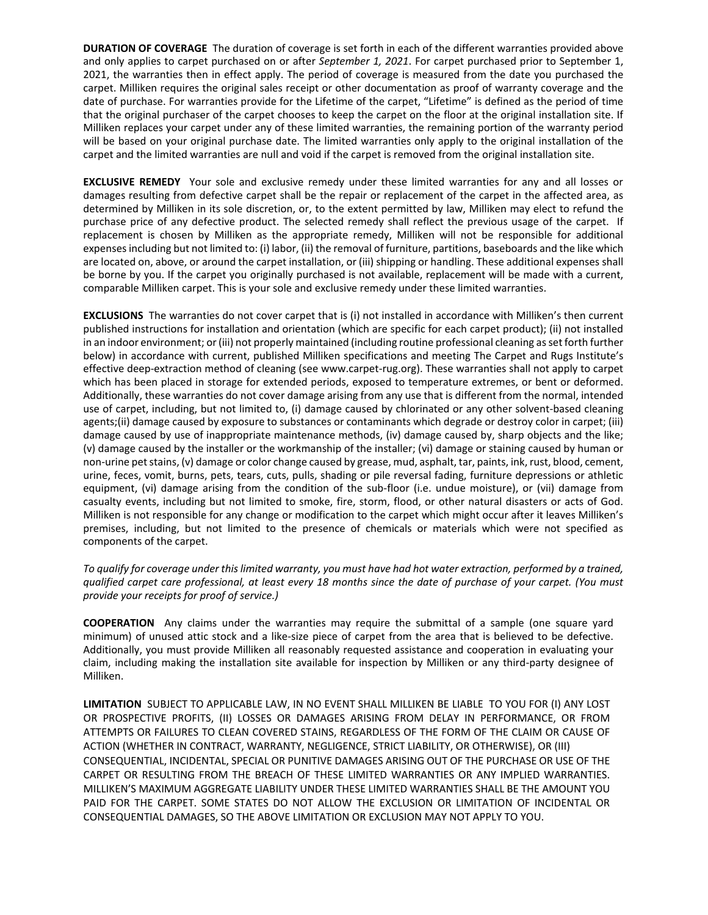**DURATION OF COVERAGE** The duration of coverage is set forth in each of the different warranties provided above and only applies to carpet purchased on or after *September 1, 2021*. For carpet purchased prior to September 1, 2021, the warranties then in effect apply. The period of coverage is measured from the date you purchased the carpet. Milliken requires the original sales receipt or other documentation as proof of warranty coverage and the date of purchase. For warranties provide for the Lifetime of the carpet, "Lifetime" is defined as the period of time that the original purchaser of the carpet chooses to keep the carpet on the floor at the original installation site. If Milliken replaces your carpet under any of these limited warranties, the remaining portion of the warranty period will be based on your original purchase date. The limited warranties only apply to the original installation of the carpet and the limited warranties are null and void if the carpet is removed from the original installation site.

**EXCLUSIVE REMEDY** Your sole and exclusive remedy under these limited warranties for any and all losses or damages resulting from defective carpet shall be the repair or replacement of the carpet in the affected area, as determined by Milliken in its sole discretion, or, to the extent permitted by law, Milliken may elect to refund the purchase price of any defective product. The selected remedy shall reflect the previous usage of the carpet. If replacement is chosen by Milliken as the appropriate remedy, Milliken will not be responsible for additional expenses including but not limited to: (i) labor, (ii) the removal of furniture, partitions, baseboards and the like which are located on, above, or around the carpet installation, or (iii) shipping or handling. These additional expenses shall be borne by you. If the carpet you originally purchased is not available, replacement will be made with a current, comparable Milliken carpet. This is your sole and exclusive remedy under these limited warranties.

**EXCLUSIONS** The warranties do not cover carpet that is (i) not installed in accordance with Milliken's then current published instructions for installation and orientation (which are specific for each carpet product); (ii) not installed in an indoor environment; or (iii) not properly maintained (including routine professional cleaning as set forth further below) in accordance with current, published Milliken specifications and meeting The Carpet and Rugs Institute's effective deep-extraction method of cleaning (see www.carpet-rug.org). These warranties shall not apply to carpet which has been placed in storage for extended periods, exposed to temperature extremes, or bent or deformed. Additionally, these warranties do not cover damage arising from any use that is different from the normal, intended use of carpet, including, but not limited to, (i) damage caused by chlorinated or any other solvent-based cleaning agents;(ii) damage caused by exposure to substances or contaminants which degrade or destroy color in carpet; (iii) damage caused by use of inappropriate maintenance methods, (iv) damage caused by, sharp objects and the like; (v) damage caused by the installer or the workmanship of the installer; (vi) damage or staining caused by human or non-urine pet stains, (v) damage or color change caused by grease, mud, asphalt, tar, paints, ink, rust, blood, cement, urine, feces, vomit, burns, pets, tears, cuts, pulls, shading or pile reversal fading, furniture depressions or athletic equipment, (vi) damage arising from the condition of the sub-floor (i.e. undue moisture), or (vii) damage from casualty events, including but not limited to smoke, fire, storm, flood, or other natural disasters or acts of God. Milliken is not responsible for any change or modification to the carpet which might occur after it leaves Milliken's premises, including, but not limited to the presence of chemicals or materials which were not specified as components of the carpet.

*To qualify for coverage under this limited warranty, you must have had hot water extraction, performed by a trained, qualified carpet care professional, at least every 18 months since the date of purchase of your carpet. (You must provide your receipts for proof of service.)*

**COOPERATION** Any claims under the warranties may require the submittal of a sample (one square yard minimum) of unused attic stock and a like-size piece of carpet from the area that is believed to be defective. Additionally, you must provide Milliken all reasonably requested assistance and cooperation in evaluating your claim, including making the installation site available for inspection by Milliken or any third-party designee of Milliken.

**LIMITATION** SUBJECT TO APPLICABLE LAW, IN NO EVENT SHALL MILLIKEN BE LIABLE TO YOU FOR (I) ANY LOST OR PROSPECTIVE PROFITS, (II) LOSSES OR DAMAGES ARISING FROM DELAY IN PERFORMANCE, OR FROM ATTEMPTS OR FAILURES TO CLEAN COVERED STAINS, REGARDLESS OF THE FORM OF THE CLAIM OR CAUSE OF ACTION (WHETHER IN CONTRACT, WARRANTY, NEGLIGENCE, STRICT LIABILITY, OR OTHERWISE), OR (III) CONSEQUENTIAL, INCIDENTAL, SPECIAL OR PUNITIVE DAMAGES ARISING OUT OF THE PURCHASE OR USE OF THE CARPET OR RESULTING FROM THE BREACH OF THESE LIMITED WARRANTIES OR ANY IMPLIED WARRANTIES. MILLIKEN'S MAXIMUM AGGREGATE LIABILITY UNDER THESE LIMITED WARRANTIES SHALL BE THE AMOUNT YOU PAID FOR THE CARPET. SOME STATES DO NOT ALLOW THE EXCLUSION OR LIMITATION OF INCIDENTAL OR CONSEQUENTIAL DAMAGES, SO THE ABOVE LIMITATION OR EXCLUSION MAY NOT APPLY TO YOU.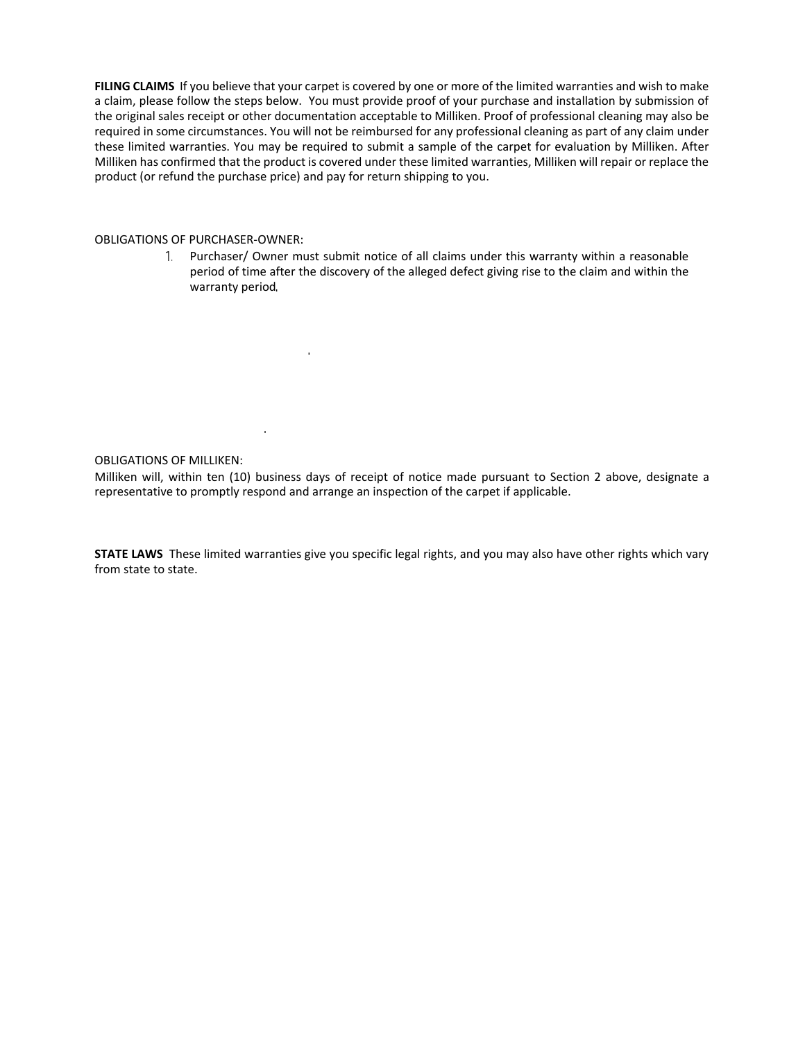**FILING CLAIMS** If you believe that your carpet is covered by one or more of the limited warranties and wish to make a claim, please follow the steps below. You must provide proof of your purchase and installation by submission of the original sales receipt or other documentation acceptable to Milliken. Proof of professional cleaning may also be required in some circumstances. You will not be reimbursed for any professional cleaning as part of any claim under these limited warranties. You may be required to submit a sample of the carpet for evaluation by Milliken. After Milliken has confirmed that the product is covered under these limited warranties, Milliken will repair or replace the product (or refund the purchase price) and pay for return shipping to you.

OBLIGATIONS OF PURCHASER-OWNER:

1. Purchaser/ Owner must submit notice of all claims under this warranty within a reasonable period of time after the discovery of the alleged defect giving rise to the claim and within the warranty period.

OBLIGATIONS OF MILLIKEN:

Milliken will, within ten (10) business days of receipt of notice made pursuant to Section 2 above, designate a representative to promptly respond and arrange an inspection of the carpet if applicable.

**STATE LAWS** These limited warranties give you specific legal rights, and you may also have other rights which vary from state to state.